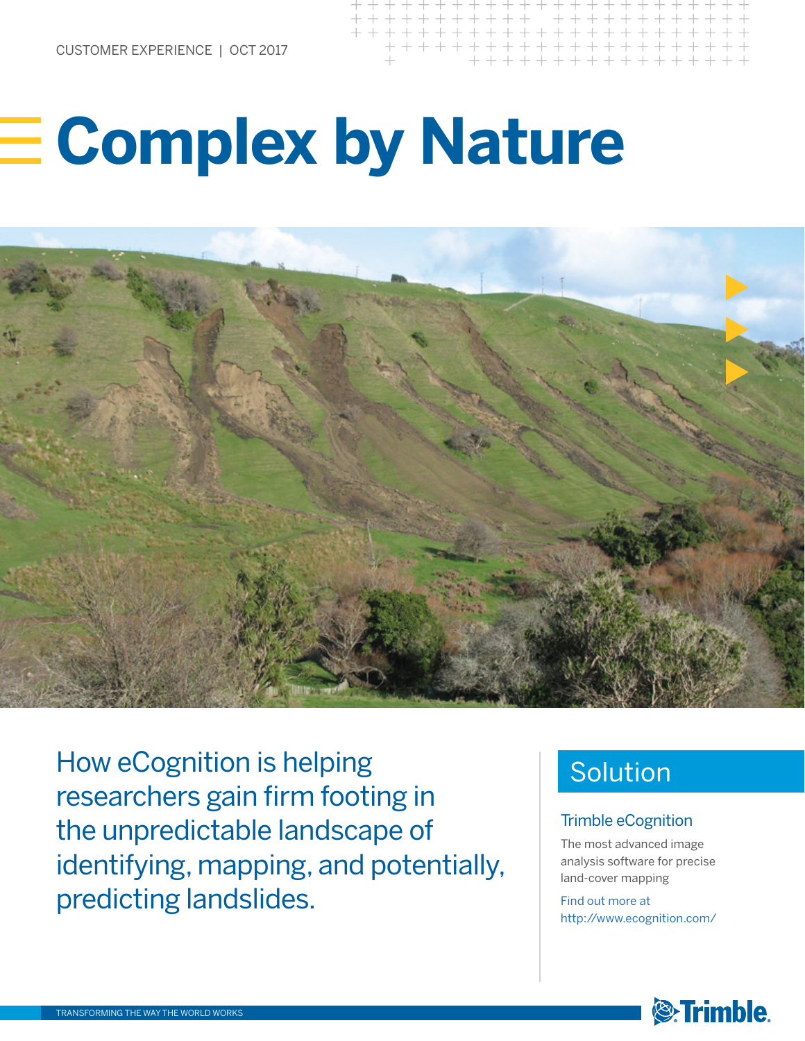CUSTOMER EXPERIENCE | OCT 2017

# Complex by Nature

How eCognition is helping researchers gain firm footing in the unpredictable landscape of identifying, mapping, and potentially, predicting landslides.

## Solution

### Trimble eCognition

The most advanced image analysis software for precise land-cover mapping

Find out more at http://www.ecognition.com/

TRANSFORMING THE WAY THE WORLD WORKS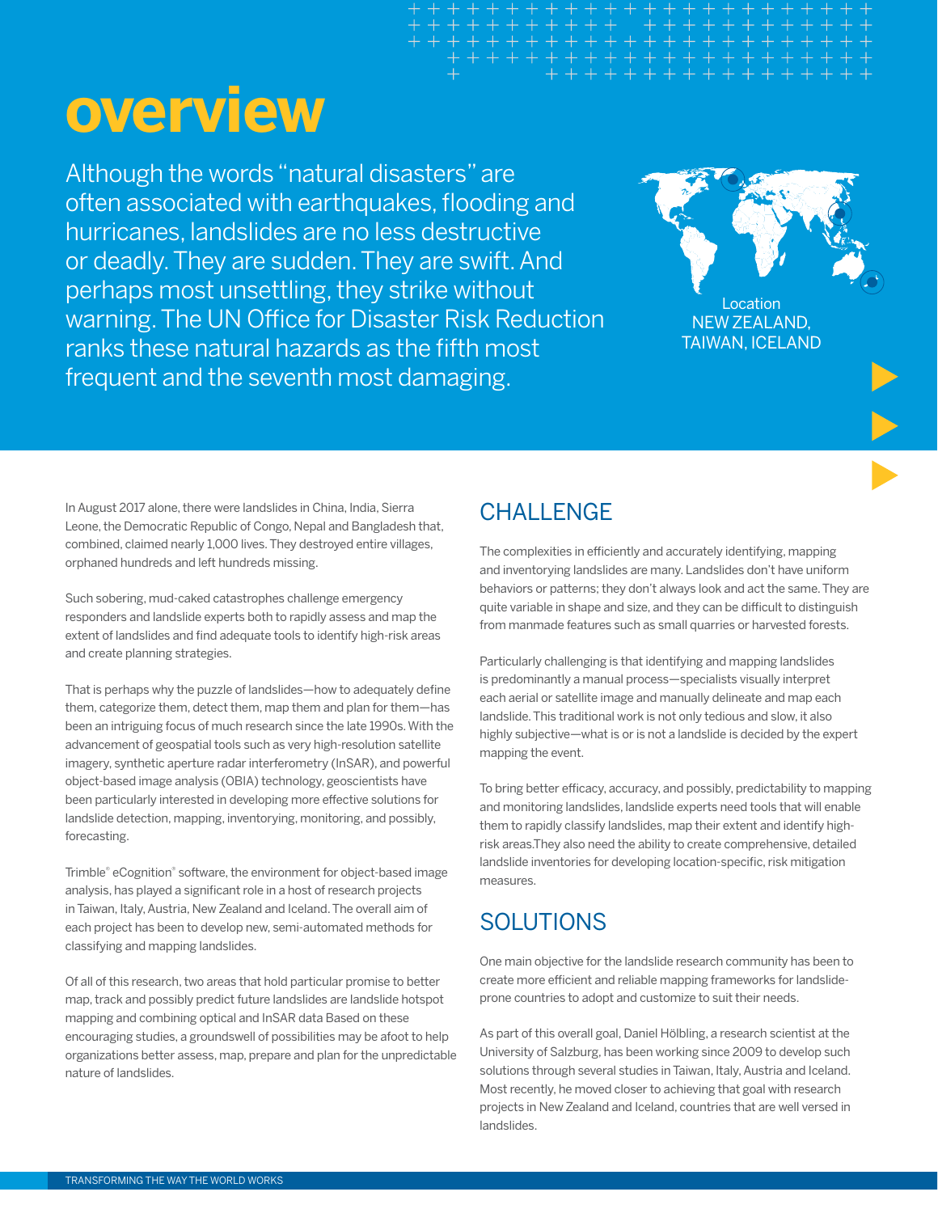# overview

Although the words "natural disasters" are often associated with earthquakes, flooding and hurricanes, landslides are no less destructive or deadly. They are sudden. They are swift. And perhaps most unsettling, they strike without warning. The UN Office for Disaster Risk Reduction ranks these natural hazards as the fifth most frequent and the seventh most damaging.

Location
NEW ZEALAND, TAIWAN, ICELAND

In August 2017 alone, there were landslides in China, India, Sierra Leone, the Democratic Republic of Congo, Nepal and Bangladesh that, combined, claimed nearly 1,000 lives. They destroyed entire villages, orphaned hundreds and left hundreds missing.

Such sobering, mud-caked catastrophes challenge emergency responders and landslide experts both to rapidly assess and map the extent of landslides and find adequate tools to identify high-risk areas and create planning strategies.

That is perhaps why the puzzle of landslides—how to adequately define them, categorize them, detect them, map them and plan for them—has been an intriguing focus of much research since the late 1990s. With the advancement of geospatial tools such as very high-resolution satellite imagery, synthetic aperture radar interferometry (InSAR), and powerful object-based image analysis (OBIA) technology, geoscientists have been particularly interested in developing more effective solutions for landslide detection, mapping, inventorying, monitoring, and possibly, forecasting.

Trimble® eCognition® software, the environment for object-based image analysis, has played a significant role in a host of research projects in Taiwan, Italy, Austria, New Zealand and Iceland. The overall aim of each project has been to develop new, semi-automated methods for classifying and mapping landslides.

Of all of this research, two areas that hold particular promise to better map, track and possibly predict future landslides are landslide hotspot mapping and combining optical and InSAR data Based on these encouraging studies, a groundswell of possibilities may be afoot to help organizations better assess, map, prepare and plan for the unpredictable nature of landslides.

## CHALLENGE

The complexities in efficiently and accurately identifying, mapping and inventorying landslides are many. Landslides don't have uniform behaviors or patterns; they don't always look and act the same. They are quite variable in shape and size, and they can be difficult to distinguish from manmade features such as small quarries or harvested forests.

Particularly challenging is that identifying and mapping landslides is predominantly a manual process—specialists visually interpret each aerial or satellite image and manually delineate and map each landslide. This traditional work is not only tedious and slow, it also highly subjective—what is or is not a landslide is decided by the expert mapping the event.

To bring better efficacy, accuracy, and possibly, predictability to mapping and monitoring landslides, landslide experts need tools that will enable them to rapidly classify landslides, map their extent and identify high-risk areas.They also need the ability to create comprehensive, detailed landslide inventories for developing location-specific, risk mitigation measures.

## SOLUTIONS

One main objective for the landslide research community has been to create more efficient and reliable mapping frameworks for landslide-prone countries to adopt and customize to suit their needs.

As part of this overall goal, Daniel Hölbling, a research scientist at the University of Salzburg, has been working since 2009 to develop such solutions through several studies in Taiwan, Italy, Austria and Iceland. Most recently, he moved closer to achieving that goal with research projects in New Zealand and Iceland, countries that are well versed in landslides.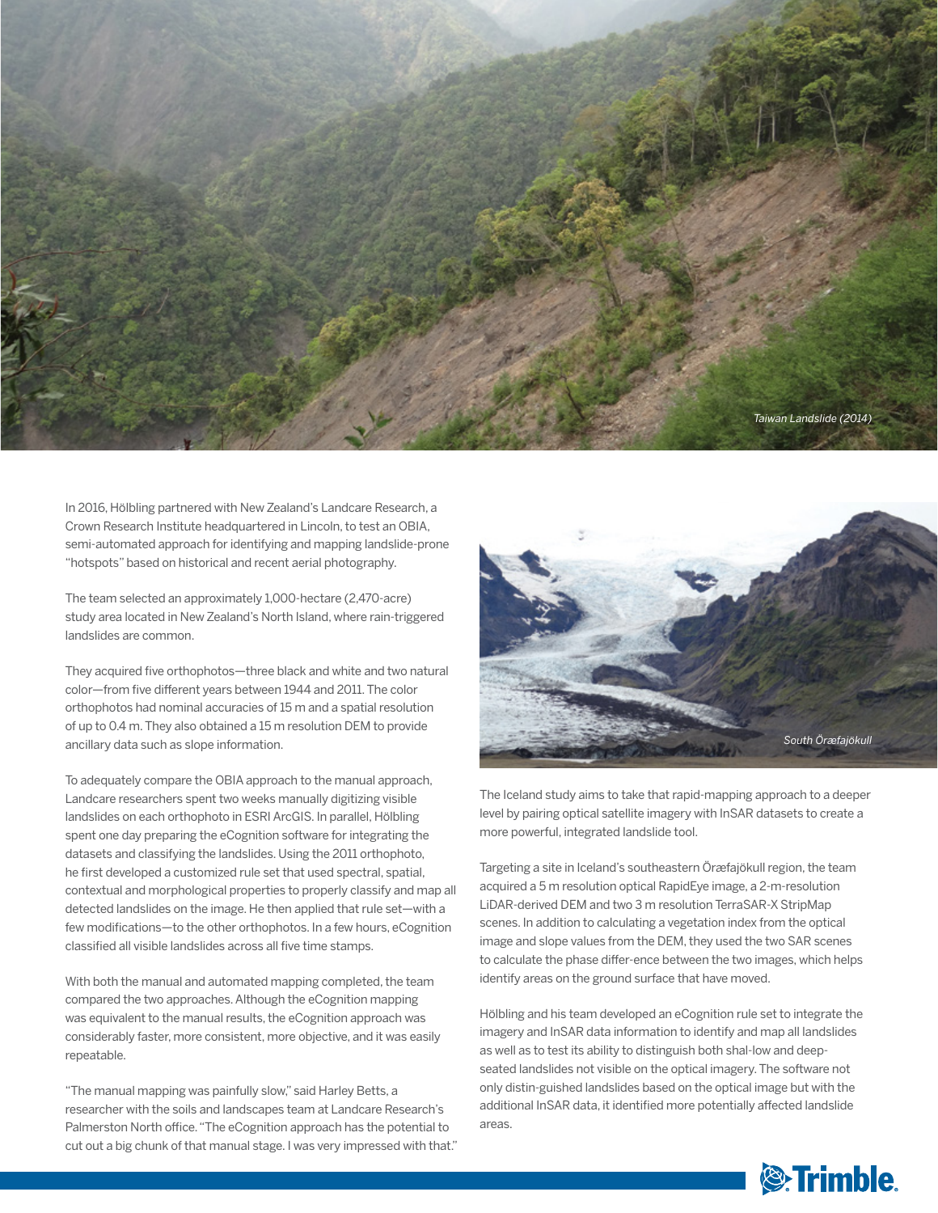Taiwan Landslide (2014)

In 2016, Hölbling partnered with New Zealand's Landcare Research, a Crown Research Institute headquartered in Lincoln, to test an OBIA, semi-automated approach for identifying and mapping landslide-prone "hotspots" based on historical and recent aerial photography.

The team selected an approximately 1,000-hectare (2,470-acre) study area located in New Zealand's North Island, where rain-triggered landslides are common.

They acquired five orthophotos—three black and white and two natural color—from five different years between 1944 and 2011. The color orthophotos had nominal accuracies of 15 m and a spatial resolution of up to 0.4 m. They also obtained a 15 m resolution DEM to provide ancillary data such as slope information.

To adequately compare the OBIA approach to the manual approach, Landcare researchers spent two weeks manually digitizing visible landslides on each orthophoto in ESRI ArcGIS. In parallel, Hölbling spent one day preparing the eCognition software for integrating the datasets and classifying the landslides. Using the 2011 orthophoto, he first developed a customized rule set that used spectral, spatial, contextual and morphological properties to properly classify and map all detected landslides on the image. He then applied that rule set—with a few modifications—to the other orthophotos. In a few hours, eCognition classified all visible landslides across all five time stamps.

With both the manual and automated mapping completed, the team compared the two approaches. Although the eCognition mapping was equivalent to the manual results, the eCognition approach was considerably faster, more consistent, more objective, and it was easily repeatable.

"The manual mapping was painfully slow," said Harley Betts, a researcher with the soils and landscapes team at Landcare Research's Palmerston North office. "The eCognition approach has the potential to cut out a big chunk of that manual stage. I was very impressed with that."

South Öræfajökull

The Iceland study aims to take that rapid-mapping approach to a deeper level by pairing optical satellite imagery with InSAR datasets to create a more powerful, integrated landslide tool.

Targeting a site in Iceland's southeastern Öræfajökull region, the team acquired a 5 m resolution optical RapidEye image, a 2-m-resolution LiDAR-derived DEM and two 3 m resolution TerraSAR-X StripMap scenes. In addition to calculating a vegetation index from the optical image and slope values from the DEM, they used the two SAR scenes to calculate the phase difference between the two images, which helps identify areas on the ground surface that have moved.

Hölbling and his team developed an eCognition rule set to integrate the imagery and InSAR data information to identify and map all landslides as well as to test its ability to distinguish both shallow and deep-seated landslides not visible on the optical imagery. The software not only distinguished landslides based on the optical image but with the additional InSAR data, it identified more potentially affected landslide areas.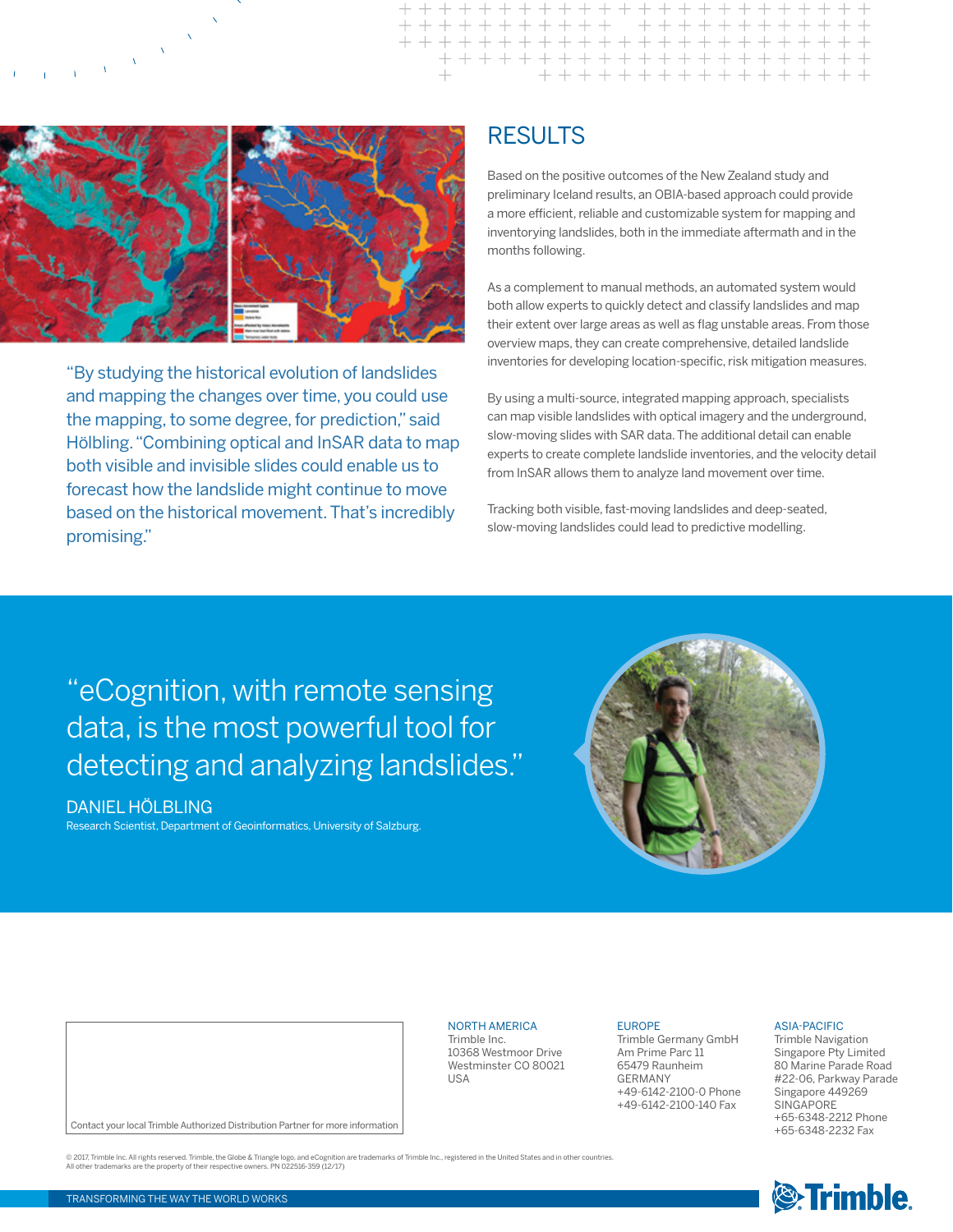"By studying the historical evolution of landslides and mapping the changes over time, you could use the mapping, to some degree, for prediction," said Hölbling. "Combining optical and InSAR data to map both visible and invisible slides could enable us to forecast how the landslide might continue to move based on the historical movement. That's incredibly promising."

## RESULTS

Based on the positive outcomes of the New Zealand study and preliminary Iceland results, an OBIA-based approach could provide a more efficient, reliable and customizable system for mapping and inventorying landslides, both in the immediate aftermath and in the months following.

As a complement to manual methods, an automated system would both allow experts to quickly detect and classify landslides and map their extent over large areas as well as flag unstable areas. From those overview maps, they can create comprehensive, detailed landslide inventories for developing location-specific, risk mitigation measures.

By using a multi-source, integrated mapping approach, specialists can map visible landslides with optical imagery and the underground, slow-moving slides with SAR data. The additional detail can enable experts to create complete landslide inventories, and the velocity detail from InSAR allows them to analyze land movement over time.

Tracking both visible, fast-moving landslides and deep-seated, slow-moving landslides could lead to predictive modelling.

"eCognition, with remote sensing data, is the most powerful tool for detecting and analyzing landslides."

DANIEL HÖLBLING

Research Scientist, Department of Geoinformatics, University of Salzburg.

Contact your local Trimble Authorized Distribution Partner for more information

**NORTH AMERICA**
Trimble Inc.
10368 Westmoor Drive
Westminster CO 80021
USA

**EUROPE**
Trimble Germany GmbH
Am Prime Parc 11
65479 Raunheim
GERMANY
+49-6142-2100-0 Phone
+49-6142-2100-140 Fax

**ASIA-PACIFIC**
Trimble Navigation
Singapore Pty Limited
80 Marine Parade Road
#22-06, Parkway Parade
Singapore 449269
SINGAPORE
+65-6348-2212 Phone
+65-6348-2232 Fax

© 2017, Trimble Inc. All rights reserved. Trimble, the Globe & Triangle logo, and eCognition are trademarks of Trimble Inc., registered in the United States and in other countries. All other trademarks are the property of their respective owners. PN 022516-359 (12/17)

TRANSFORMING THE WAY THE WORLD WORKS

Trimble.